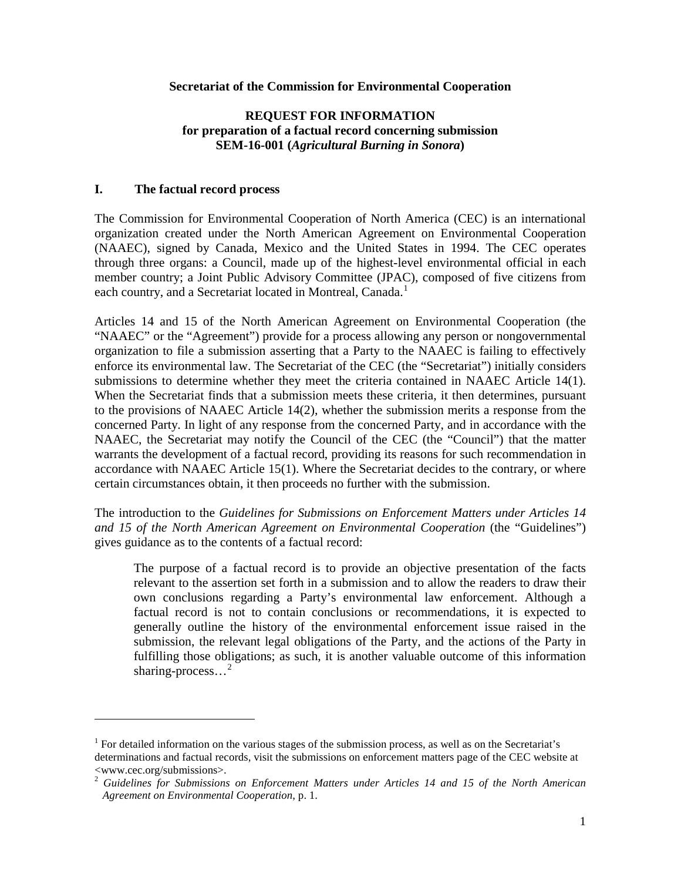**Secretariat of the Commission for Environmental Cooperation**

**REQUEST FOR INFORMATION**
**for preparation of a factual record concerning submission**
**SEM-16-001 (*Agricultural Burning in Sonora*)**

## I. The factual record process

The Commission for Environmental Cooperation of North America (CEC) is an international organization created under the North American Agreement on Environmental Cooperation (NAAEC), signed by Canada, Mexico and the United States in 1994. The CEC operates through three organs: a Council, made up of the highest-level environmental official in each member country; a Joint Public Advisory Committee (JPAC), composed of five citizens from each country, and a Secretariat located in Montreal, Canada.[1]

Articles 14 and 15 of the North American Agreement on Environmental Cooperation (the "NAAEC" or the "Agreement") provide for a process allowing any person or nongovernmental organization to file a submission asserting that a Party to the NAAEC is failing to effectively enforce its environmental law. The Secretariat of the CEC (the "Secretariat") initially considers submissions to determine whether they meet the criteria contained in NAAEC Article 14(1). When the Secretariat finds that a submission meets these criteria, it then determines, pursuant to the provisions of NAAEC Article 14(2), whether the submission merits a response from the concerned Party. In light of any response from the concerned Party, and in accordance with the NAAEC, the Secretariat may notify the Council of the CEC (the "Council") that the matter warrants the development of a factual record, providing its reasons for such recommendation in accordance with NAAEC Article 15(1). Where the Secretariat decides to the contrary, or where certain circumstances obtain, it then proceeds no further with the submission.

The introduction to the *Guidelines for Submissions on Enforcement Matters under Articles 14 and 15 of the North American Agreement on Environmental Cooperation* (the "Guidelines") gives guidance as to the contents of a factual record:

> The purpose of a factual record is to provide an objective presentation of the facts relevant to the assertion set forth in a submission and to allow the readers to draw their own conclusions regarding a Party's environmental law enforcement. Although a factual record is not to contain conclusions or recommendations, it is expected to generally outline the history of the environmental enforcement issue raised in the submission, the relevant legal obligations of the Party, and the actions of the Party in fulfilling those obligations; as such, it is another valuable outcome of this information sharing-process…[2]

---

[1] For detailed information on the various stages of the submission process, as well as on the Secretariat's determinations and factual records, visit the submissions on enforcement matters page of the CEC website at <www.cec.org/submissions>.

[2] *Guidelines for Submissions on Enforcement Matters under Articles 14 and 15 of the North American Agreement on Environmental Cooperation*, p. 1.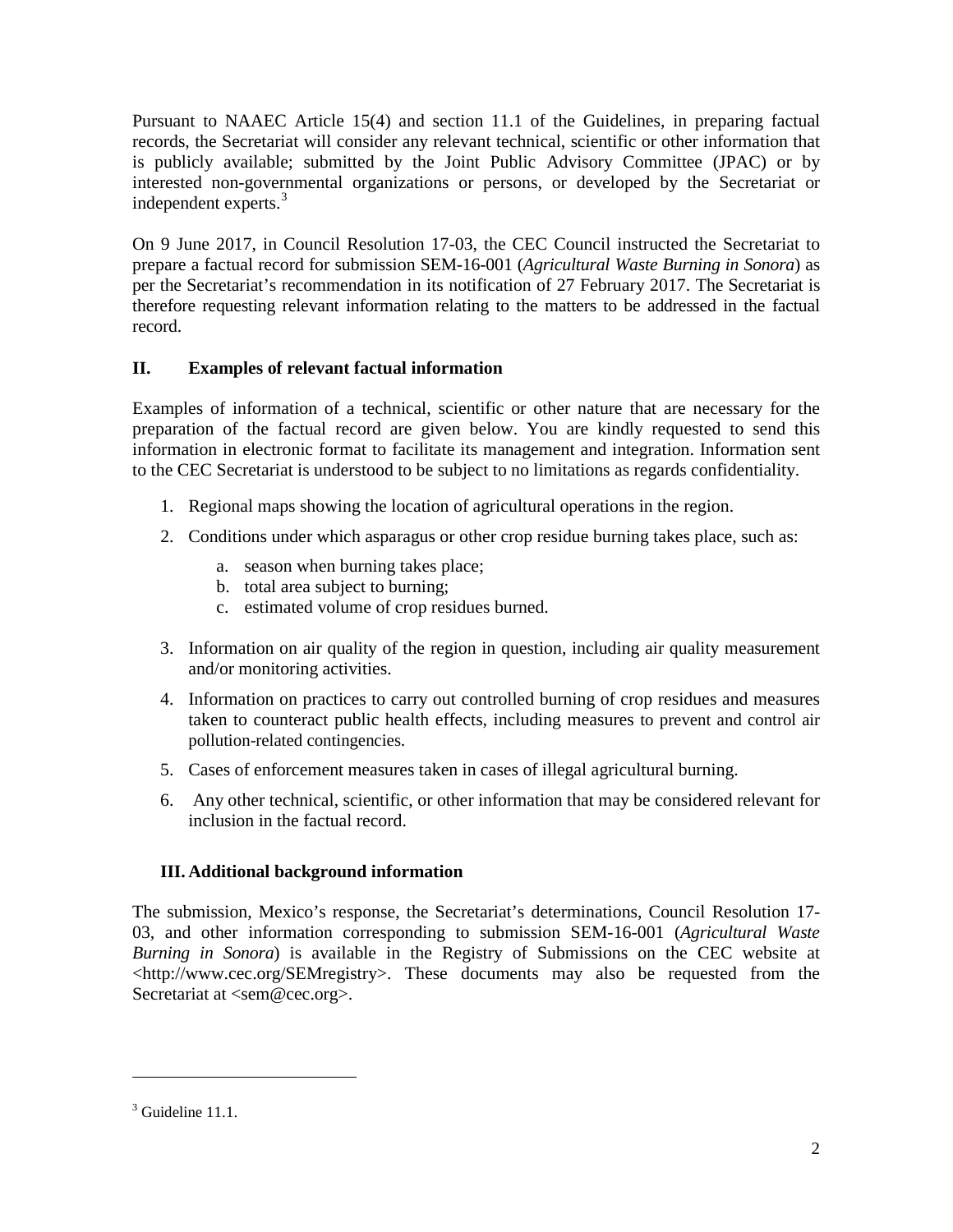Pursuant to NAAEC Article 15(4) and section 11.1 of the Guidelines, in preparing factual records, the Secretariat will consider any relevant technical, scientific or other information that is publicly available; submitted by the Joint Public Advisory Committee (JPAC) or by interested non-governmental organizations or persons, or developed by the Secretariat or independent experts.[3]

On 9 June 2017, in Council Resolution 17-03, the CEC Council instructed the Secretariat to prepare a factual record for submission SEM-16-001 (*Agricultural Waste Burning in Sonora*) as per the Secretariat's recommendation in its notification of 27 February 2017. The Secretariat is therefore requesting relevant information relating to the matters to be addressed in the factual record.

## II. Examples of relevant factual information

Examples of information of a technical, scientific or other nature that are necessary for the preparation of the factual record are given below. You are kindly requested to send this information in electronic format to facilitate its management and integration. Information sent to the CEC Secretariat is understood to be subject to no limitations as regards confidentiality.

1. Regional maps showing the location of agricultural operations in the region.
2. Conditions under which asparagus or other crop residue burning takes place, such as:
   a. season when burning takes place;
   b. total area subject to burning;
   c. estimated volume of crop residues burned.
3. Information on air quality of the region in question, including air quality measurement and/or monitoring activities.
4. Information on practices to carry out controlled burning of crop residues and measures taken to counteract public health effects, including measures to prevent and control air pollution-related contingencies.
5. Cases of enforcement measures taken in cases of illegal agricultural burning.
6. Any other technical, scientific, or other information that may be considered relevant for inclusion in the factual record.

## III. Additional background information

The submission, Mexico's response, the Secretariat's determinations, Council Resolution 17-03, and other information corresponding to submission SEM-16-001 (*Agricultural Waste Burning in Sonora*) is available in the Registry of Submissions on the CEC website at <http://www.cec.org/SEMregistry>. These documents may also be requested from the Secretariat at <sem@cec.org>.

---

[3] Guideline 11.1.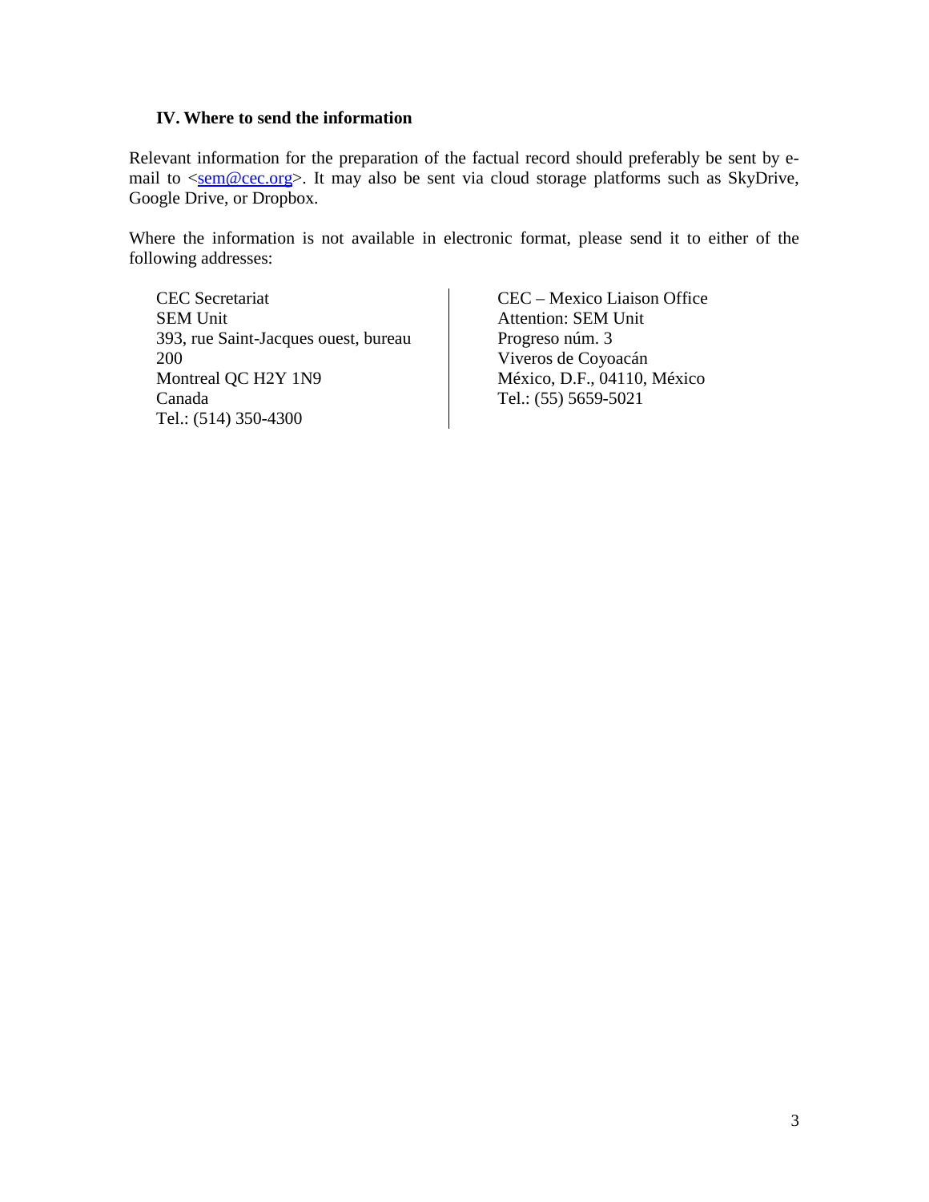## IV. Where to send the information

Relevant information for the preparation of the factual record should preferably be sent by e-mail to <sem@cec.org>. It may also be sent via cloud storage platforms such as SkyDrive, Google Drive, or Dropbox.

Where the information is not available in electronic format, please send it to either of the following addresses:

CEC Secretariat
SEM Unit
393, rue Saint-Jacques ouest, bureau 200
Montreal QC H2Y 1N9
Canada
Tel.: (514) 350-4300

CEC – Mexico Liaison Office
Attention: SEM Unit
Progreso núm. 3
Viveros de Coyoacán
México, D.F., 04110, México
Tel.: (55) 5659-5021